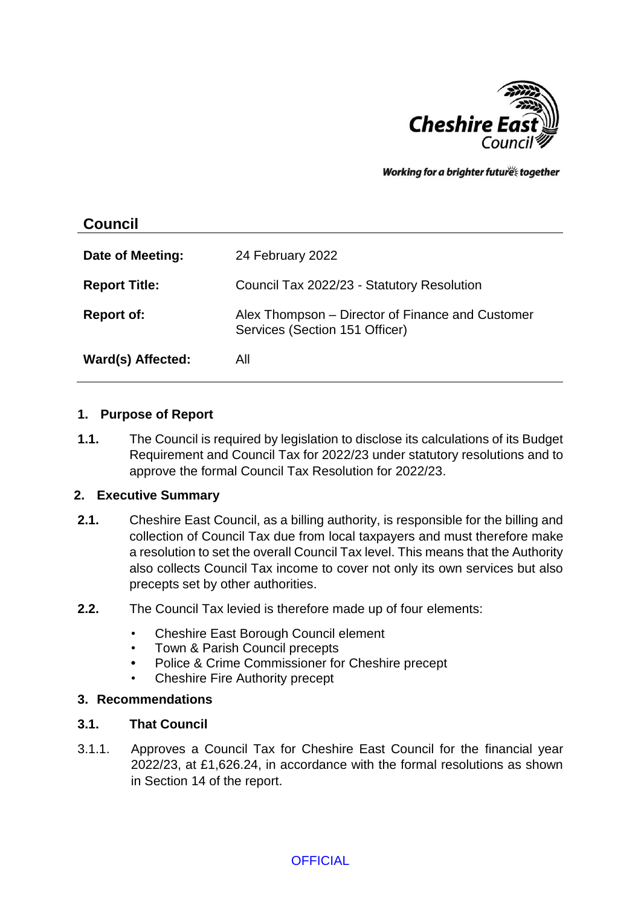Cheshire East Council

*Working for a brighter future together*

## Council

| | |
|---|---|
| **Date of Meeting:** | 24 February 2022 |
| **Report Title:** | Council Tax 2022/23 - Statutory Resolution |
| **Report of:** | Alex Thompson – Director of Finance and Customer Services (Section 151 Officer) |
| **Ward(s) Affected:** | All |

### 1. Purpose of Report

**1.1.** The Council is required by legislation to disclose its calculations of its Budget Requirement and Council Tax for 2022/23 under statutory resolutions and to approve the formal Council Tax Resolution for 2022/23.

### 2. Executive Summary

**2.1.** Cheshire East Council, as a billing authority, is responsible for the billing and collection of Council Tax due from local taxpayers and must therefore make a resolution to set the overall Council Tax level. This means that the Authority also collects Council Tax income to cover not only its own services but also precepts set by other authorities.

**2.2.** The Council Tax levied is therefore made up of four elements:

- Cheshire East Borough Council element
- Town & Parish Council precepts
- Police & Crime Commissioner for Cheshire precept
- Cheshire Fire Authority precept

### 3. Recommendations

**3.1. That Council**

3.1.1. Approves a Council Tax for Cheshire East Council for the financial year 2022/23, at £1,626.24, in accordance with the formal resolutions as shown in Section 14 of the report.

OFFICIAL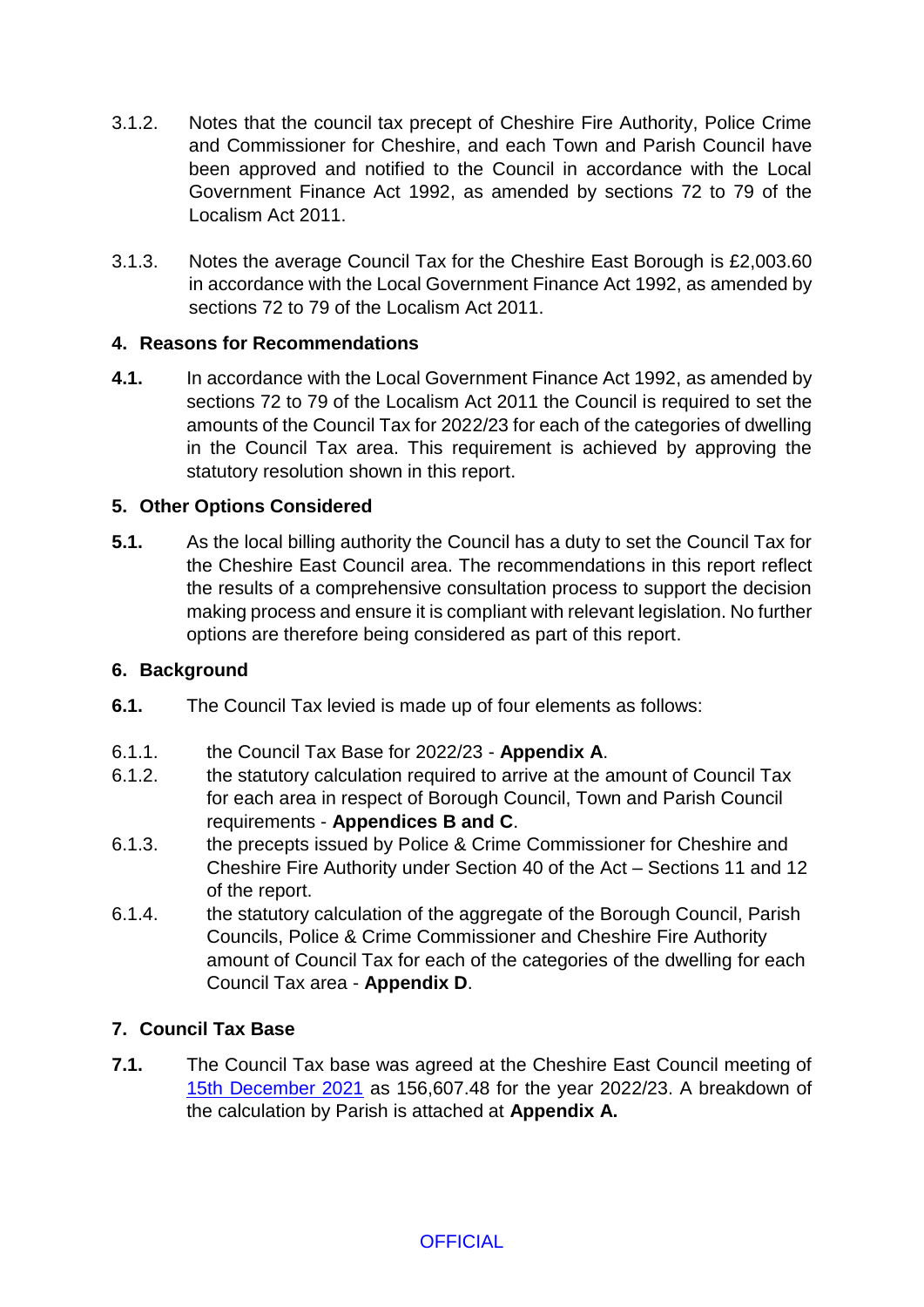3.1.2. Notes that the council tax precept of Cheshire Fire Authority, Police Crime and Commissioner for Cheshire, and each Town and Parish Council have been approved and notified to the Council in accordance with the Local Government Finance Act 1992, as amended by sections 72 to 79 of the Localism Act 2011.

3.1.3. Notes the average Council Tax for the Cheshire East Borough is £2,003.60 in accordance with the Local Government Finance Act 1992, as amended by sections 72 to 79 of the Localism Act 2011.

## 4. Reasons for Recommendations

**4.1.** In accordance with the Local Government Finance Act 1992, as amended by sections 72 to 79 of the Localism Act 2011 the Council is required to set the amounts of the Council Tax for 2022/23 for each of the categories of dwelling in the Council Tax area. This requirement is achieved by approving the statutory resolution shown in this report.

## 5. Other Options Considered

**5.1.** As the local billing authority the Council has a duty to set the Council Tax for the Cheshire East Council area. The recommendations in this report reflect the results of a comprehensive consultation process to support the decision making process and ensure it is compliant with relevant legislation. No further options are therefore being considered as part of this report.

## 6. Background

**6.1.** The Council Tax levied is made up of four elements as follows:

6.1.1. the Council Tax Base for 2022/23 - **Appendix A**.

6.1.2. the statutory calculation required to arrive at the amount of Council Tax for each area in respect of Borough Council, Town and Parish Council requirements - **Appendices B and C**.

6.1.3. the precepts issued by Police & Crime Commissioner for Cheshire and Cheshire Fire Authority under Section 40 of the Act – Sections 11 and 12 of the report.

6.1.4. the statutory calculation of the aggregate of the Borough Council, Parish Councils, Police & Crime Commissioner and Cheshire Fire Authority amount of Council Tax for each of the categories of the dwelling for each Council Tax area - **Appendix D**.

## 7. Council Tax Base

**7.1.** The Council Tax base was agreed at the Cheshire East Council meeting of 15th December 2021 as 156,607.48 for the year 2022/23. A breakdown of the calculation by Parish is attached at **Appendix A.**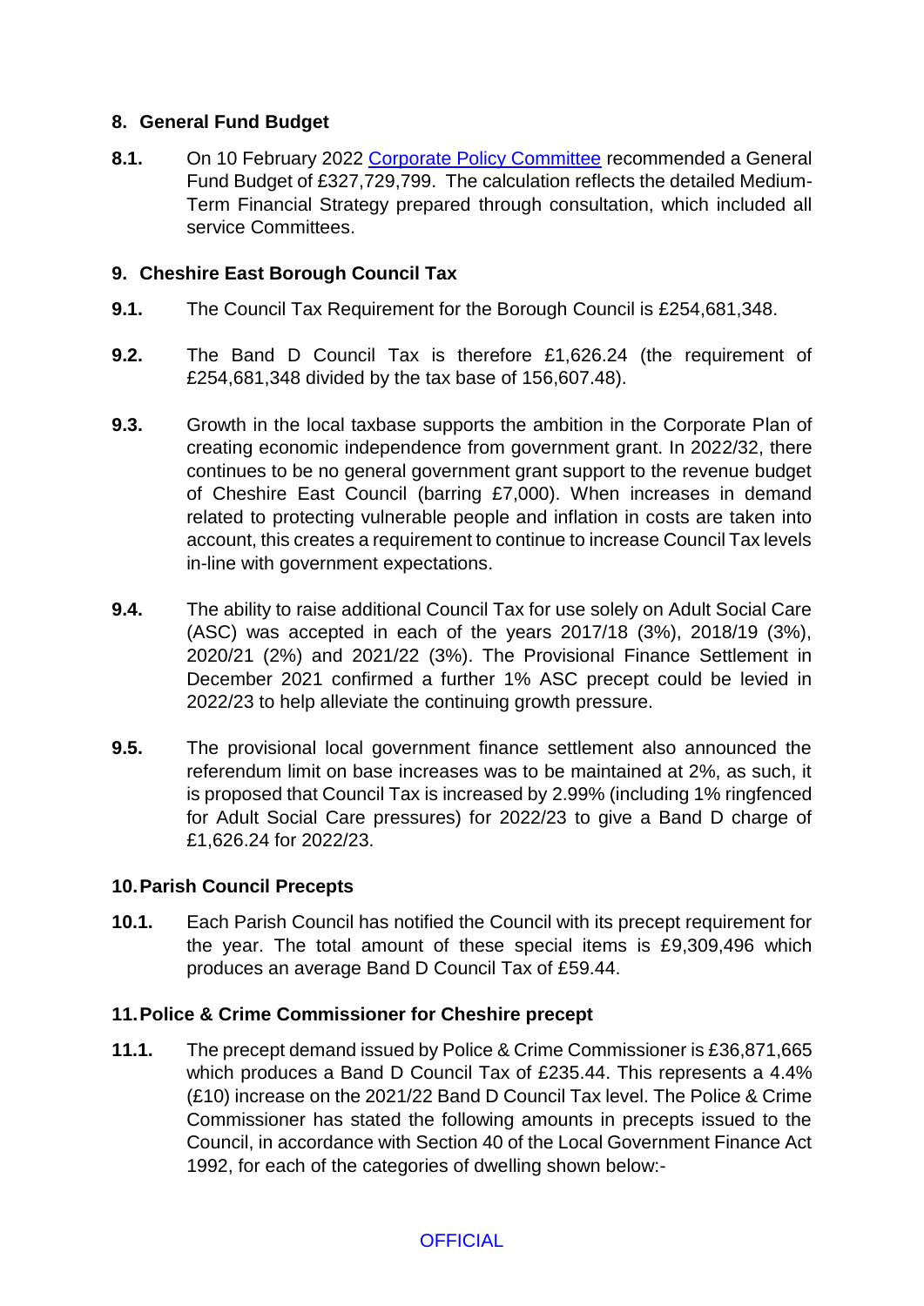## 8. General Fund Budget

**8.1.** On 10 February 2022 [Corporate Policy Committee] recommended a General Fund Budget of £327,729,799. The calculation reflects the detailed Medium-Term Financial Strategy prepared through consultation, which included all service Committees.

## 9. Cheshire East Borough Council Tax

**9.1.** The Council Tax Requirement for the Borough Council is £254,681,348.

**9.2.** The Band D Council Tax is therefore £1,626.24 (the requirement of £254,681,348 divided by the tax base of 156,607.48).

**9.3.** Growth in the local taxbase supports the ambition in the Corporate Plan of creating economic independence from government grant. In 2022/32, there continues to be no general government grant support to the revenue budget of Cheshire East Council (barring £7,000). When increases in demand related to protecting vulnerable people and inflation in costs are taken into account, this creates a requirement to continue to increase Council Tax levels in-line with government expectations.

**9.4.** The ability to raise additional Council Tax for use solely on Adult Social Care (ASC) was accepted in each of the years 2017/18 (3%), 2018/19 (3%), 2020/21 (2%) and 2021/22 (3%). The Provisional Finance Settlement in December 2021 confirmed a further 1% ASC precept could be levied in 2022/23 to help alleviate the continuing growth pressure.

**9.5.** The provisional local government finance settlement also announced the referendum limit on base increases was to be maintained at 2%, as such, it is proposed that Council Tax is increased by 2.99% (including 1% ringfenced for Adult Social Care pressures) for 2022/23 to give a Band D charge of £1,626.24 for 2022/23.

## 10. Parish Council Precepts

**10.1.** Each Parish Council has notified the Council with its precept requirement for the year. The total amount of these special items is £9,309,496 which produces an average Band D Council Tax of £59.44.

## 11. Police & Crime Commissioner for Cheshire precept

**11.1.** The precept demand issued by Police & Crime Commissioner is £36,871,665 which produces a Band D Council Tax of £235.44. This represents a 4.4% (£10) increase on the 2021/22 Band D Council Tax level. The Police & Crime Commissioner has stated the following amounts in precepts issued to the Council, in accordance with Section 40 of the Local Government Finance Act 1992, for each of the categories of dwelling shown below:-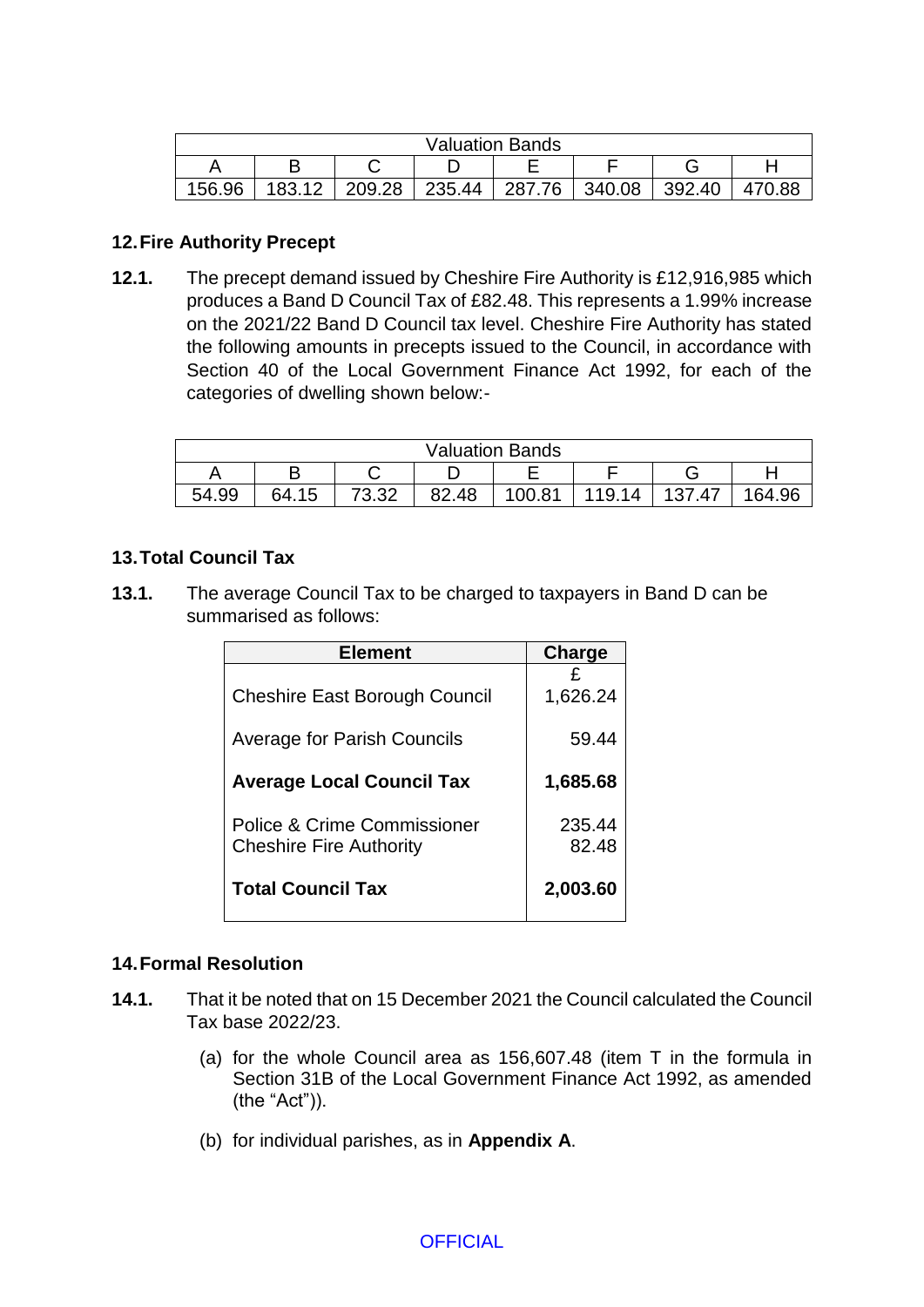| Valuation Bands | | | | | | | |
|---|---|---|---|---|---|---|---|
| A | B | C | D | E | F | G | H |
| 156.96 | 183.12 | 209.28 | 235.44 | 287.76 | 340.08 | 392.40 | 470.88 |

## 12. Fire Authority Precept

**12.1.** The precept demand issued by Cheshire Fire Authority is £12,916,985 which produces a Band D Council Tax of £82.48. This represents a 1.99% increase on the 2021/22 Band D Council tax level. Cheshire Fire Authority has stated the following amounts in precepts issued to the Council, in accordance with Section 40 of the Local Government Finance Act 1992, for each of the categories of dwelling shown below:-

| Valuation Bands | | | | | | | |
|---|---|---|---|---|---|---|---|
| A | B | C | D | E | F | G | H |
| 54.99 | 64.15 | 73.32 | 82.48 | 100.81 | 119.14 | 137.47 | 164.96 |

## 13. Total Council Tax

**13.1.** The average Council Tax to be charged to taxpayers in Band D can be summarised as follows:

| Element | Charge |
|---|---|
| | £ |
| Cheshire East Borough Council | 1,626.24 |
| Average for Parish Councils | 59.44 |
| **Average Local Council Tax** | **1,685.68** |
| Police & Crime Commissioner | 235.44 |
| Cheshire Fire Authority | 82.48 |
| **Total Council Tax** | **2,003.60** |

## 14. Formal Resolution

**14.1.** That it be noted that on 15 December 2021 the Council calculated the Council Tax base 2022/23.

(a) for the whole Council area as 156,607.48 (item T in the formula in Section 31B of the Local Government Finance Act 1992, as amended (the "Act")).

(b) for individual parishes, as in **Appendix A**.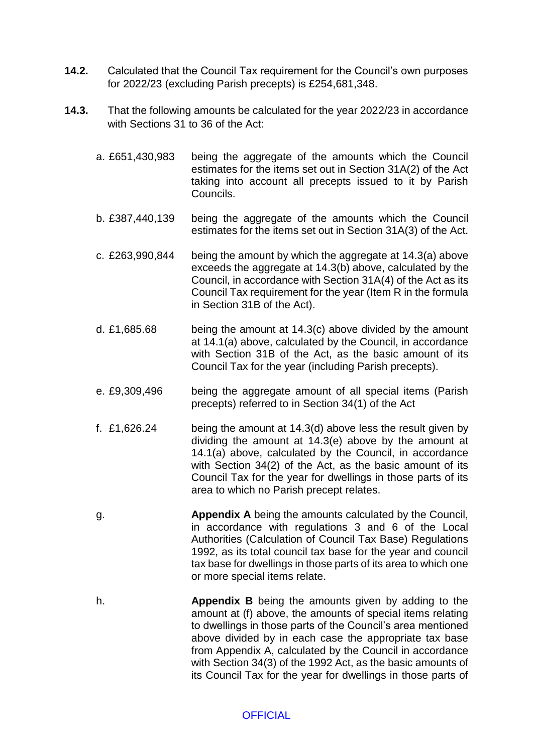**14.2.** Calculated that the Council Tax requirement for the Council's own purposes for 2022/23 (excluding Parish precepts) is £254,681,348.

**14.3.** That the following amounts be calculated for the year 2022/23 in accordance with Sections 31 to 36 of the Act:

a. £651,430,983 being the aggregate of the amounts which the Council estimates for the items set out in Section 31A(2) of the Act taking into account all precepts issued to it by Parish Councils.

b. £387,440,139 being the aggregate of the amounts which the Council estimates for the items set out in Section 31A(3) of the Act.

c. £263,990,844 being the amount by which the aggregate at 14.3(a) above exceeds the aggregate at 14.3(b) above, calculated by the Council, in accordance with Section 31A(4) of the Act as its Council Tax requirement for the year (Item R in the formula in Section 31B of the Act).

d. £1,685.68 being the amount at 14.3(c) above divided by the amount at 14.1(a) above, calculated by the Council, in accordance with Section 31B of the Act, as the basic amount of its Council Tax for the year (including Parish precepts).

e. £9,309,496 being the aggregate amount of all special items (Parish precepts) referred to in Section 34(1) of the Act

f. £1,626.24 being the amount at 14.3(d) above less the result given by dividing the amount at 14.3(e) above by the amount at 14.1(a) above, calculated by the Council, in accordance with Section 34(2) of the Act, as the basic amount of its Council Tax for the year for dwellings in those parts of its area to which no Parish precept relates.

g. **Appendix A** being the amounts calculated by the Council, in accordance with regulations 3 and 6 of the Local Authorities (Calculation of Council Tax Base) Regulations 1992, as its total council tax base for the year and council tax base for dwellings in those parts of its area to which one or more special items relate.

h. **Appendix B** being the amounts given by adding to the amount at (f) above, the amounts of special items relating to dwellings in those parts of the Council's area mentioned above divided by in each case the appropriate tax base from Appendix A, calculated by the Council in accordance with Section 34(3) of the 1992 Act, as the basic amounts of its Council Tax for the year for dwellings in those parts of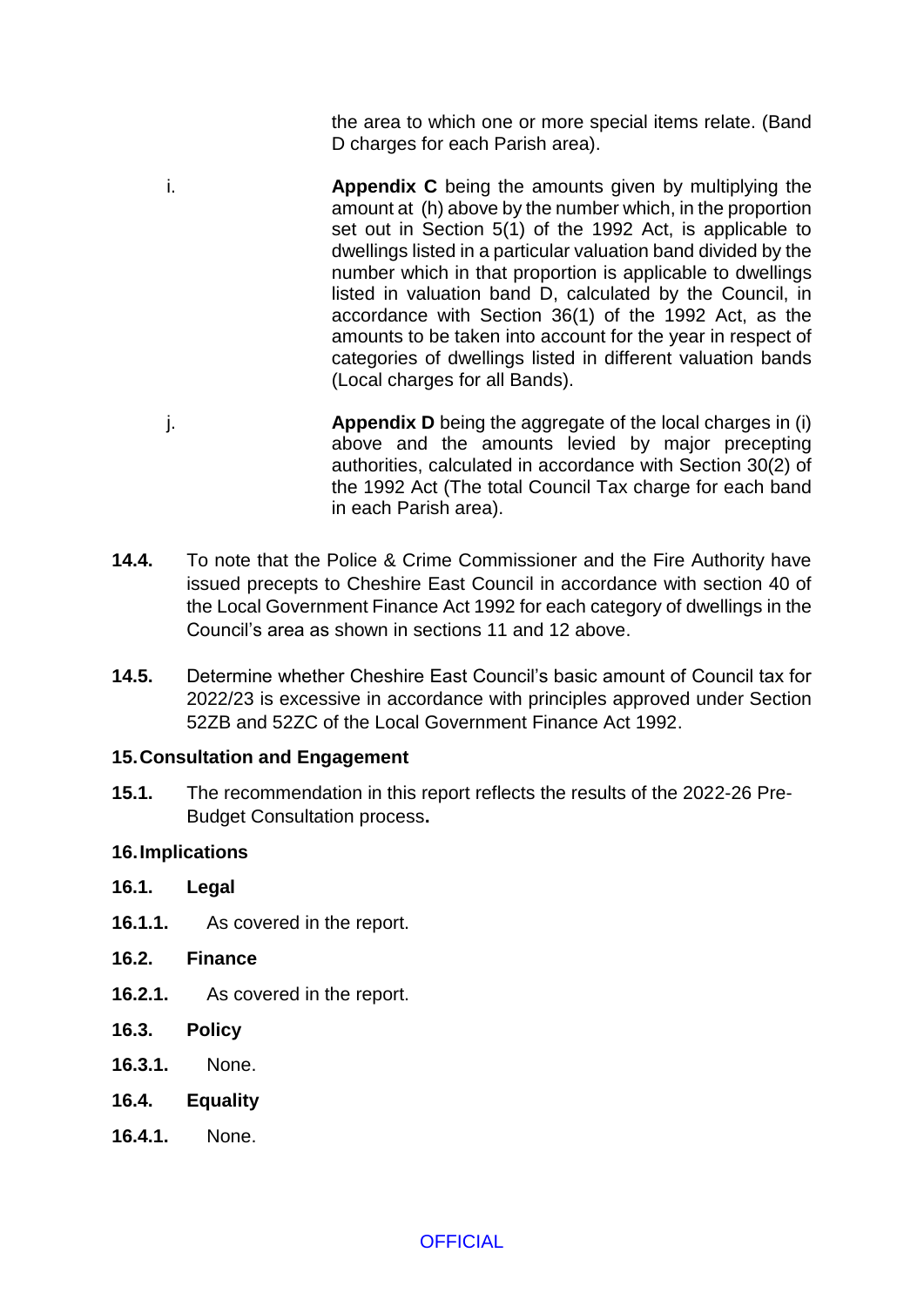the area to which one or more special items relate. (Band D charges for each Parish area).

i. **Appendix C** being the amounts given by multiplying the amount at (h) above by the number which, in the proportion set out in Section 5(1) of the 1992 Act, is applicable to dwellings listed in a particular valuation band divided by the number which in that proportion is applicable to dwellings listed in valuation band D, calculated by the Council, in accordance with Section 36(1) of the 1992 Act, as the amounts to be taken into account for the year in respect of categories of dwellings listed in different valuation bands (Local charges for all Bands).

j. **Appendix D** being the aggregate of the local charges in (i) above and the amounts levied by major precepting authorities, calculated in accordance with Section 30(2) of the 1992 Act (The total Council Tax charge for each band in each Parish area).

**14.4.** To note that the Police & Crime Commissioner and the Fire Authority have issued precepts to Cheshire East Council in accordance with section 40 of the Local Government Finance Act 1992 for each category of dwellings in the Council's area as shown in sections 11 and 12 above.

**14.5.** Determine whether Cheshire East Council's basic amount of Council tax for 2022/23 is excessive in accordance with principles approved under Section 52ZB and 52ZC of the Local Government Finance Act 1992.

## 15. Consultation and Engagement

**15.1.** The recommendation in this report reflects the results of the 2022-26 Pre-Budget Consultation process**.**

## 16. Implications

### 16.1. Legal

**16.1.1.** As covered in the report.

### 16.2. Finance

**16.2.1.** As covered in the report.

### 16.3. Policy

**16.3.1.** None.

### 16.4. Equality

**16.4.1.** None.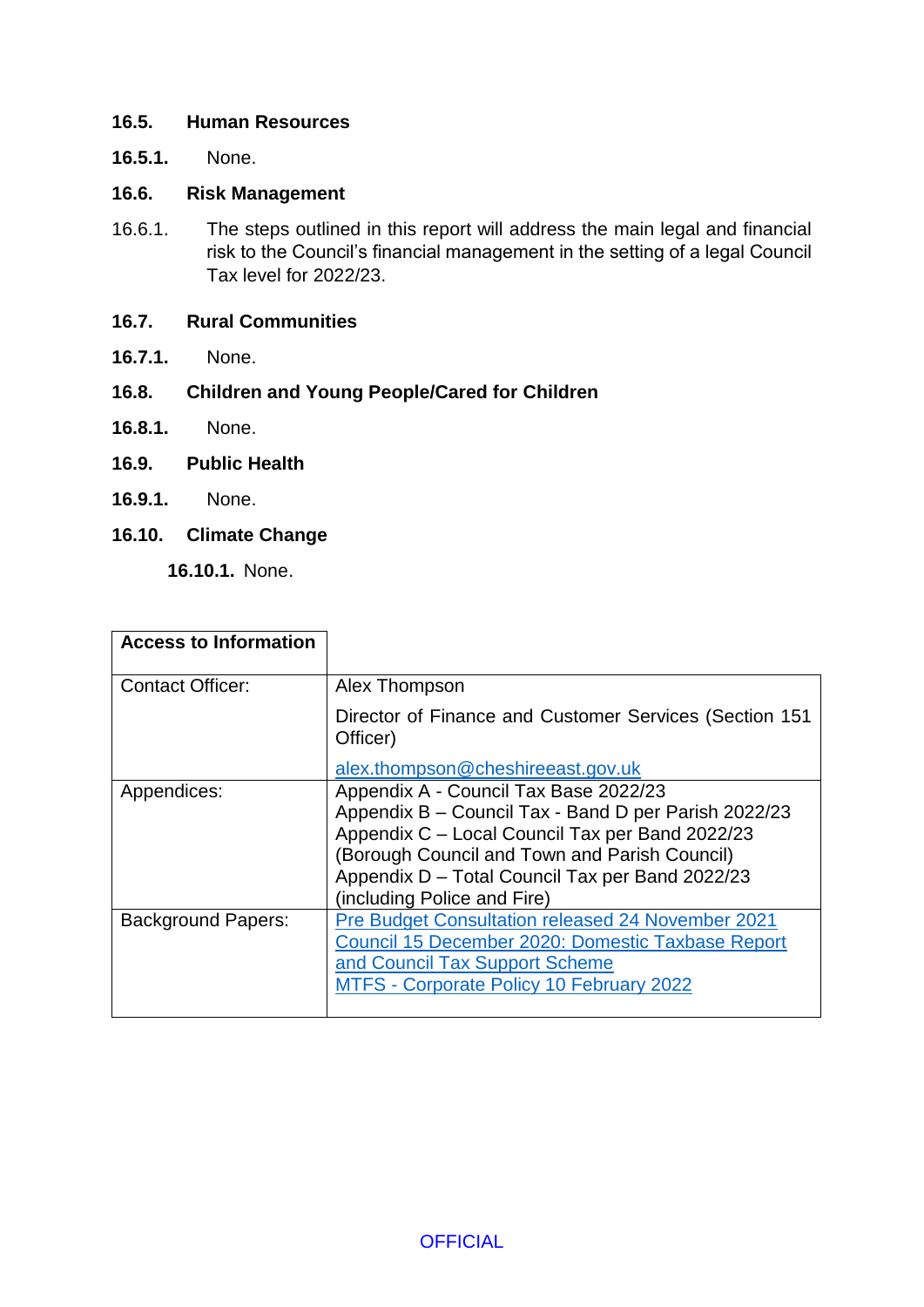### 16.5. Human Resources

**16.5.1.** None.

### 16.6. Risk Management

16.6.1. The steps outlined in this report will address the main legal and financial risk to the Council's financial management in the setting of a legal Council Tax level for 2022/23.

### 16.7. Rural Communities

**16.7.1.** None.

### 16.8. Children and Young People/Cared for Children

**16.8.1.** None.

### 16.9. Public Health

**16.9.1.** None.

### 16.10. Climate Change

**16.10.1.** None.

| **Access to Information** | |
|---|---|
| Contact Officer: | Alex Thompson<br><br>Director of Finance and Customer Services (Section 151 Officer)<br><br>alex.thompson@cheshireeast.gov.uk |
| Appendices: | Appendix A - Council Tax Base 2022/23<br>Appendix B – Council Tax - Band D per Parish 2022/23<br>Appendix C – Local Council Tax per Band 2022/23 (Borough Council and Town and Parish Council)<br>Appendix D – Total Council Tax per Band 2022/23 (including Police and Fire) |
| Background Papers: | Pre Budget Consultation released 24 November 2021<br>Council 15 December 2020: Domestic Taxbase Report and Council Tax Support Scheme<br>MTFS - Corporate Policy 10 February 2022 |